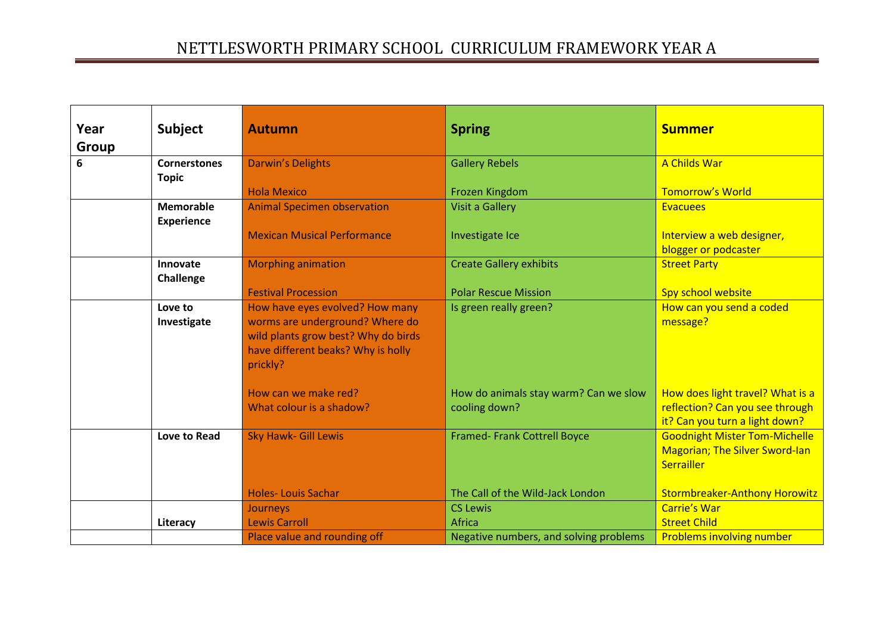# NETTLESWORTH PRIMARY SCHOOL CURRICULUM FRAMEWORK YEAR A

| Year Group | Subject | Autumn | Spring | Summer |
|---|---|---|---|---|
| 6 | **Cornerstones Topic** | Darwin's Delights<br><br>Hola Mexico | Gallery Rebels<br><br>Frozen Kingdom | A Childs War<br><br>Tomorrow's World |
| | **Memorable Experience** | Animal Specimen observation<br><br>Mexican Musical Performance | Visit a Gallery<br><br>Investigate Ice | Evacuees<br><br>Interview a web designer, blogger or podcaster |
| | **Innovate Challenge** | Morphing animation<br><br>Festival Procession | Create Gallery exhibits<br><br>Polar Rescue Mission | Street Party<br><br>Spy school website |
| | **Love to Investigate** | How have eyes evolved? How many worms are underground? Where do wild plants grow best? Why do birds have different beaks? Why is holly prickly?<br><br>How can we make red?<br>What colour is a shadow? | Is green really green?<br><br>How do animals stay warm? Can we slow cooling down? | How can you send a coded message?<br><br>How does light travel? What is a reflection? Can you see through it? Can you turn a light down? |
| | **Love to Read** | Sky Hawk- Gill Lewis<br><br>Holes- Louis Sachar | Framed- Frank Cottrell Boyce<br><br>The Call of the Wild-Jack London | Goodnight Mister Tom-Michelle Magorian; The Silver Sword-Ian Serrailler<br><br>Stormbreaker-Anthony Horowitz |
| | **Literacy** | Journeys<br>Lewis Carroll | CS Lewis<br>Africa | Carrie's War<br>Street Child |
| | | Place value and rounding off | Negative numbers, and solving problems | Problems involving number |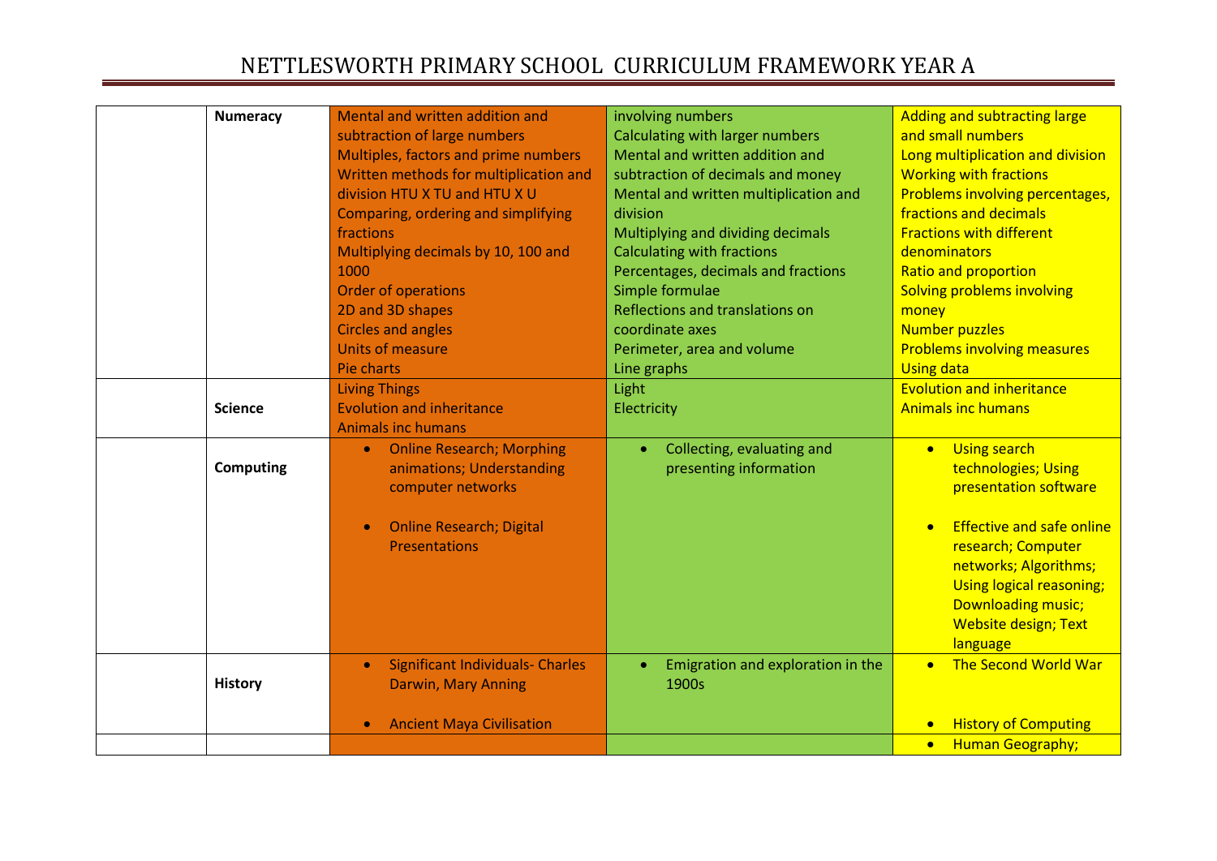# NETTLESWORTH PRIMARY SCHOOL CURRICULUM FRAMEWORK YEAR A

| | | | | |
|---|---|---|---|---|
| | **Numeracy** | Mental and written addition and subtraction of large numbers<br>Multiples, factors and prime numbers<br>Written methods for multiplication and division HTU X TU and HTU X U<br>Comparing, ordering and simplifying fractions<br>Multiplying decimals by 10, 100 and 1000<br>Order of operations<br>2D and 3D shapes<br>Circles and angles<br>Units of measure<br>Pie charts | involving numbers<br>Calculating with larger numbers<br>Mental and written addition and subtraction of decimals and money<br>Mental and written multiplication and division<br>Multiplying and dividing decimals<br>Calculating with fractions<br>Percentages, decimals and fractions<br>Simple formulae<br>Reflections and translations on coordinate axes<br>Perimeter, area and volume<br>Line graphs | Adding and subtracting large and small numbers<br>Long multiplication and division<br>Working with fractions<br>Problems involving percentages, fractions and decimals<br>Fractions with different denominators<br>Ratio and proportion<br>Solving problems involving money<br>Number puzzles<br>Problems involving measures<br>Using data |
| | **Science** | Living Things<br>Evolution and inheritance<br>Animals inc humans | Light<br>Electricity | Evolution and inheritance<br>Animals inc humans |
| | **Computing** | • Online Research; Morphing animations; Understanding computer networks<br>• Online Research; Digital Presentations | • Collecting, evaluating and presenting information | • Using search technologies; Using presentation software<br>• Effective and safe online research; Computer networks; Algorithms; Using logical reasoning; Downloading music; Website design; Text language |
| | **History** | • Significant Individuals- Charles Darwin, Mary Anning<br>• Ancient Maya Civilisation | • Emigration and exploration in the 1900s | • The Second World War<br>• History of Computing |
| | | | | • Human Geography; |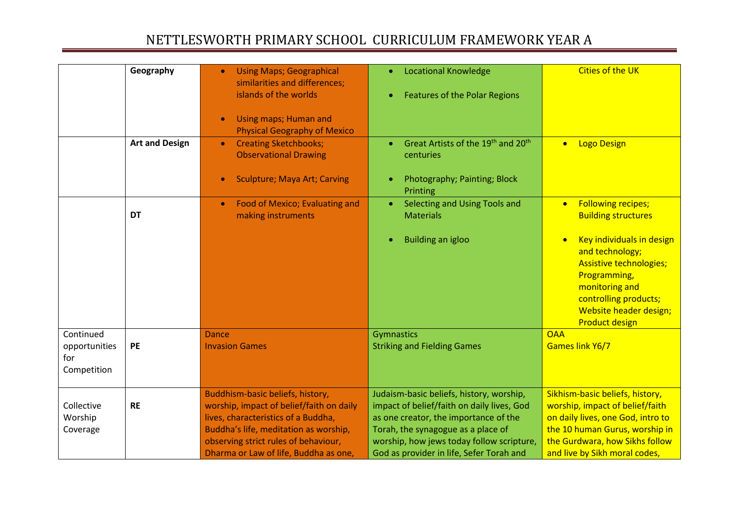# NETTLESWORTH PRIMARY SCHOOL CURRICULUM FRAMEWORK YEAR A

| | | | | |
|---|---|---|---|---|
| | **Geography** | • Using Maps; Geographical similarities and differences; islands of the worlds<br>• Using maps; Human and Physical Geography of Mexico | • Locational Knowledge<br>• Features of the Polar Regions | Cities of the UK |
| | **Art and Design** | • Creating Sketchbooks; Observational Drawing<br>• Sculpture; Maya Art; Carving | • Great Artists of the 19th and 20th centuries<br>• Photography; Painting; Block Printing | • Logo Design |
| | **DT** | • Food of Mexico; Evaluating and making instruments | • Selecting and Using Tools and Materials<br>• Building an igloo | • Following recipes; Building structures<br>• Key individuals in design and technology; Assistive technologies; Programming, monitoring and controlling products; Website header design; Product design |
| Continued opportunities for Competition | **PE** | Dance<br>Invasion Games | Gymnastics<br>Striking and Fielding Games | OAA<br>Games link Y6/7 |
| Collective Worship Coverage | **RE** | Buddhism-basic beliefs, history, worship, impact of belief/faith on daily lives, characteristics of a Buddha, Buddha's life, meditation as worship, observing strict rules of behaviour, Dharma or Law of life, Buddha as one, | Judaism-basic beliefs, history, worship, impact of belief/faith on daily lives, God as one creator, the importance of the Torah, the synagogue as a place of worship, how jews today follow scripture, God as provider in life, Sefer Torah and | Sikhism-basic beliefs, history, worship, impact of belief/faith on daily lives, one God, intro to the 10 human Gurus, worship in the Gurdwara, how Sikhs follow and live by Sikh moral codes, |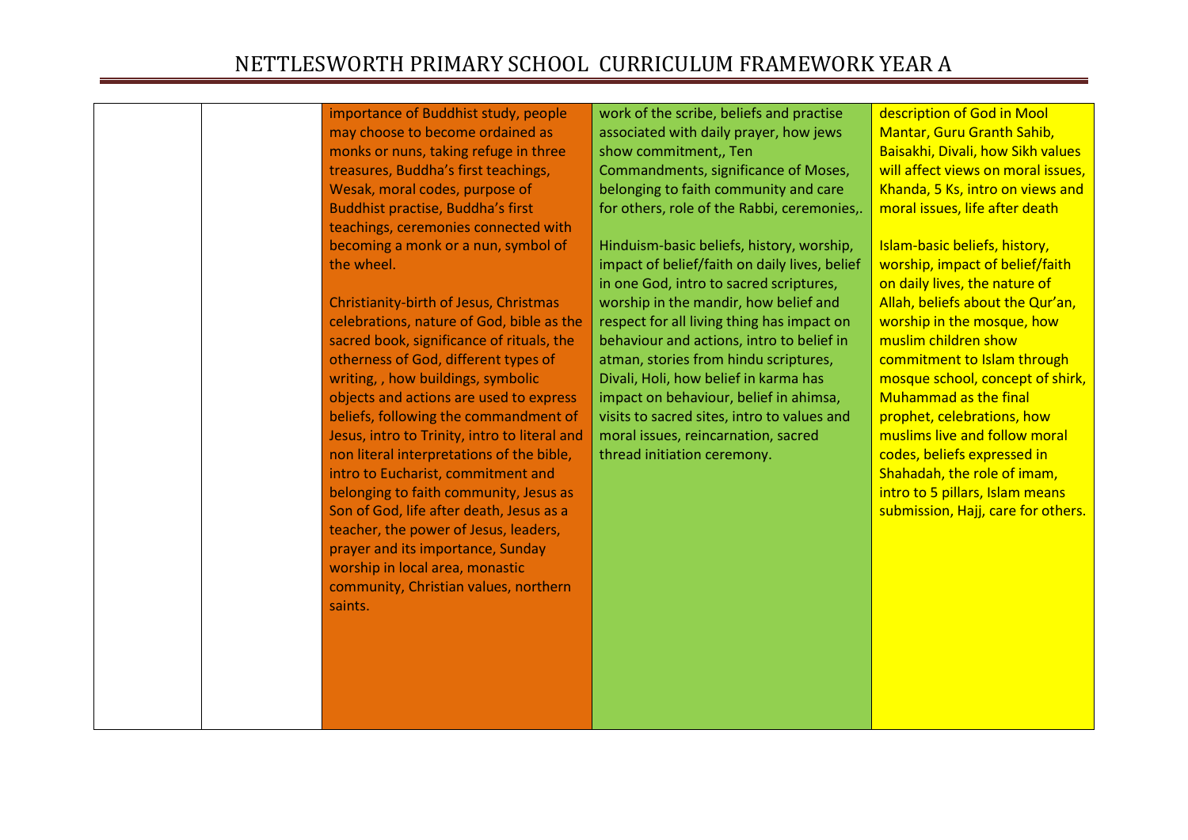| | | | | |
|---|---|---|---|---|
| | | importance of Buddhist study, people may choose to become ordained as monks or nuns, taking refuge in three treasures, Buddha's first teachings, Wesak, moral codes, purpose of Buddhist practise, Buddha's first teachings, ceremonies connected with becoming a monk or a nun, symbol of the wheel.<br><br>Christianity-birth of Jesus, Christmas celebrations, nature of God, bible as the sacred book, significance of rituals, the otherness of God, different types of writing, , how buildings, symbolic objects and actions are used to express beliefs, following the commandment of Jesus, intro to Trinity, intro to literal and non literal interpretations of the bible, intro to Eucharist, commitment and belonging to faith community, Jesus as Son of God, life after death, Jesus as a teacher, the power of Jesus, leaders, prayer and its importance, Sunday worship in local area, monastic community, Christian values, northern saints. | work of the scribe, beliefs and practise associated with daily prayer, how jews show commitment,, Ten Commandments, significance of Moses, belonging to faith community and care for others, role of the Rabbi, ceremonies,.<br><br>Hinduism-basic beliefs, history, worship, impact of belief/faith on daily lives, belief in one God, intro to sacred scriptures, worship in the mandir, how belief and respect for all living thing has impact on behaviour and actions, intro to belief in atman, stories from hindu scriptures, Divali, Holi, how belief in karma has impact on behaviour, belief in ahimsa, visits to sacred sites, intro to values and moral issues, reincarnation, sacred thread initiation ceremony. | description of God in Mool Mantar, Guru Granth Sahib, Baisakhi, Divali, how Sikh values will affect views on moral issues, Khanda, 5 Ks, intro on views and moral issues, life after death<br><br>Islam-basic beliefs, history, worship, impact of belief/faith on daily lives, the nature of Allah, beliefs about the Qur'an, worship in the mosque, how muslim children show commitment to Islam through mosque school, concept of shirk, Muhammad as the final prophet, celebrations, how muslims live and follow moral codes, beliefs expressed in Shahadah, the role of imam, intro to 5 pillars, Islam means submission, Hajj, care for others. |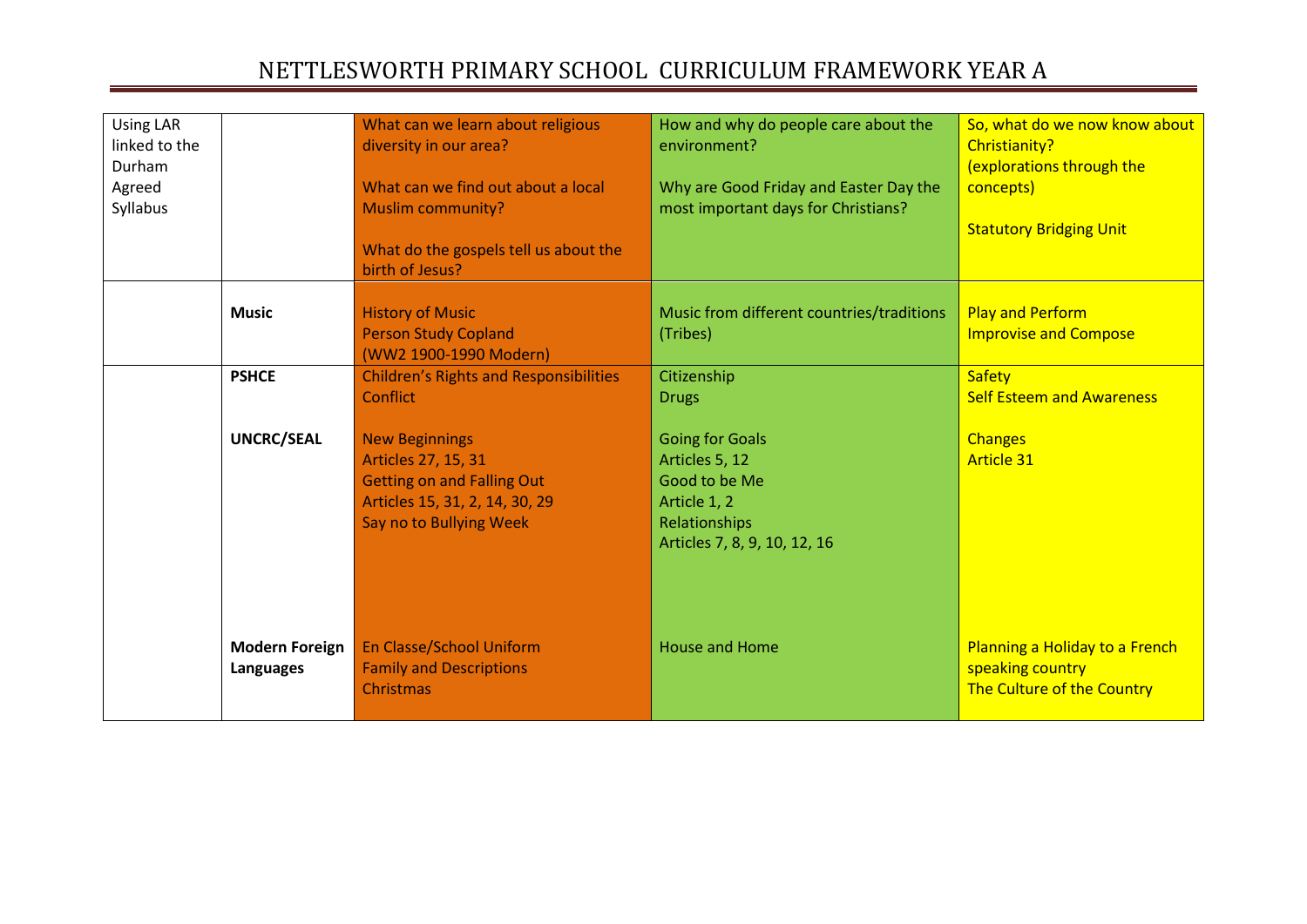# NETTLESWORTH PRIMARY SCHOOL CURRICULUM FRAMEWORK YEAR A

| | | | | |
|---|---|---|---|---|
| Using LAR linked to the Durham Agreed Syllabus | | What can we learn about religious diversity in our area?<br><br>What can we find out about a local Muslim community?<br><br>What do the gospels tell us about the birth of Jesus? | How and why do people care about the environment?<br><br>Why are Good Friday and Easter Day the most important days for Christians? | So, what do we now know about Christianity?<br>(explorations through the concepts)<br><br>Statutory Bridging Unit |
| | **Music** | History of Music<br>Person Study Copland<br>(WW2 1900-1990 Modern) | Music from different countries/traditions (Tribes) | Play and Perform<br>Improvise and Compose |
| | **PSHCE**<br><br>**UNCRC/SEAL** | Children's Rights and Responsibilities<br>Conflict<br><br>New Beginnings<br>Articles 27, 15, 31<br>Getting on and Falling Out<br>Articles 15, 31, 2, 14, 30, 29<br>Say no to Bullying Week | Citizenship<br>Drugs<br><br>Going for Goals<br>Articles 5, 12<br>Good to be Me<br>Article 1, 2<br>Relationships<br>Articles 7, 8, 9, 10, 12, 16 | Safety<br>Self Esteem and Awareness<br><br>Changes<br>Article 31 |
| | **Modern Foreign Languages** | En Classe/School Uniform<br>Family and Descriptions<br>Christmas | House and Home | Planning a Holiday to a French speaking country<br>The Culture of the Country |